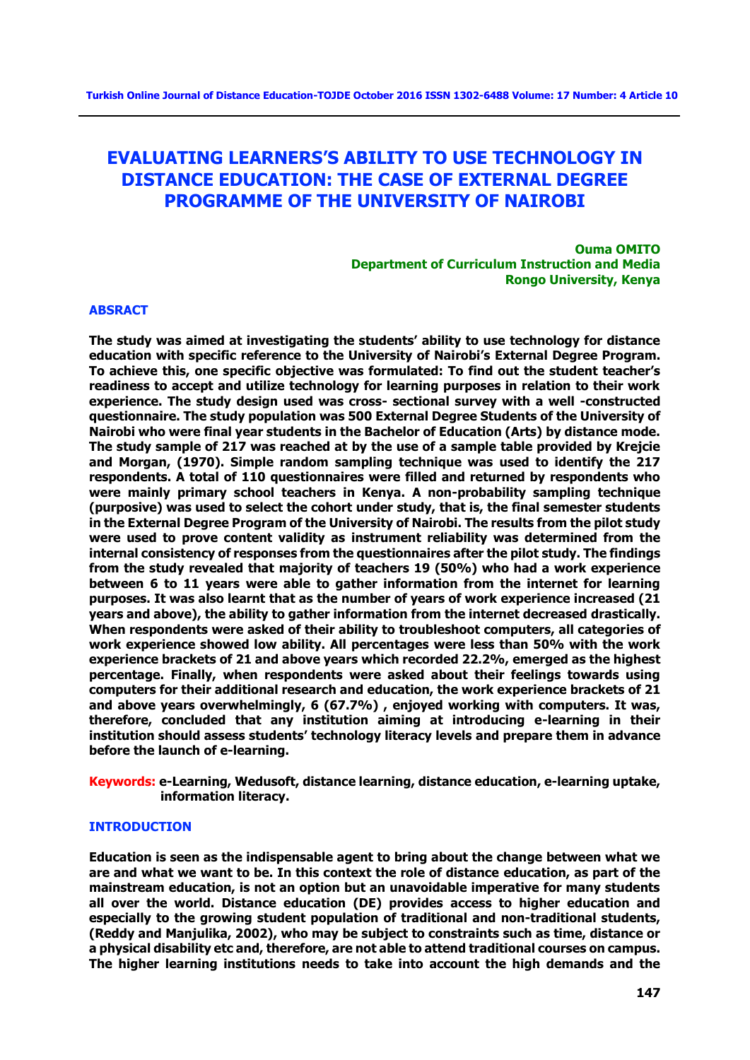# EVALUATING LEARNERS'S ABILITY TO USE TECHNOLOGY IN DISTANCE EDUCATION: THE CASE OF EXTERNAL DEGREE PROGRAMME OF THE UNIVERSITY OF NAIROBI

**Ouma OMITO**
**Department of Curriculum Instruction and Media**
**Rongo University, Kenya**

## ABSRACT

**The study was aimed at investigating the students' ability to use technology for distance education with specific reference to the University of Nairobi's External Degree Program. To achieve this, one specific objective was formulated: To find out the student teacher's readiness to accept and utilize technology for learning purposes in relation to their work experience. The study design used was cross- sectional survey with a well -constructed questionnaire. The study population was 500 External Degree Students of the University of Nairobi who were final year students in the Bachelor of Education (Arts) by distance mode. The study sample of 217 was reached at by the use of a sample table provided by Krejcie and Morgan, (1970). Simple random sampling technique was used to identify the 217 respondents. A total of 110 questionnaires were filled and returned by respondents who were mainly primary school teachers in Kenya. A non-probability sampling technique (purposive) was used to select the cohort under study, that is, the final semester students in the External Degree Program of the University of Nairobi. The results from the pilot study were used to prove content validity as instrument reliability was determined from the internal consistency of responses from the questionnaires after the pilot study. The findings from the study revealed that majority of teachers 19 (50%) who had a work experience between 6 to 11 years were able to gather information from the internet for learning purposes. It was also learnt that as the number of years of work experience increased (21 years and above), the ability to gather information from the internet decreased drastically. When respondents were asked of their ability to troubleshoot computers, all categories of work experience showed low ability. All percentages were less than 50% with the work experience brackets of 21 and above years which recorded 22.2%, emerged as the highest percentage. Finally, when respondents were asked about their feelings towards using computers for their additional research and education, the work experience brackets of 21 and above years overwhelmingly, 6 (67.7%) , enjoyed working with computers. It was, therefore, concluded that any institution aiming at introducing e-learning in their institution should assess students' technology literacy levels and prepare them in advance before the launch of e-learning.**

**Keywords:** **e-Learning, Wedusoft, distance learning, distance education, e-learning uptake, information literacy.**

## INTRODUCTION

**Education is seen as the indispensable agent to bring about the change between what we are and what we want to be. In this context the role of distance education, as part of the mainstream education, is not an option but an unavoidable imperative for many students all over the world. Distance education (DE) provides access to higher education and especially to the growing student population of traditional and non-traditional students, (Reddy and Manjulika, 2002), who may be subject to constraints such as time, distance or a physical disability etc and, therefore, are not able to attend traditional courses on campus. The higher learning institutions needs to take into account the high demands and the**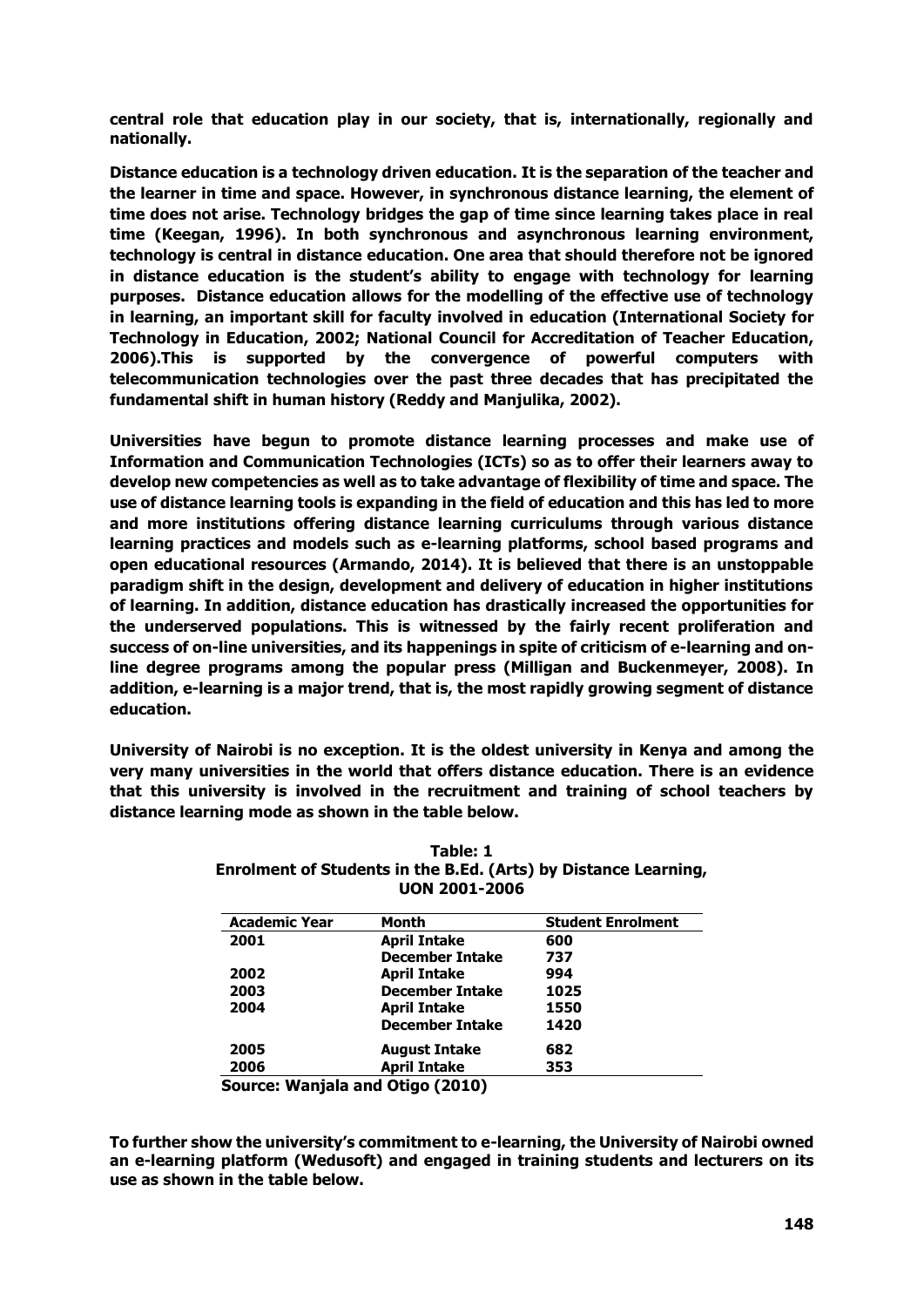**central role that education play in our society, that is, internationally, regionally and nationally.**

**Distance education is a technology driven education. It is the separation of the teacher and the learner in time and space. However, in synchronous distance learning, the element of time does not arise. Technology bridges the gap of time since learning takes place in real time (Keegan, 1996). In both synchronous and asynchronous learning environment, technology is central in distance education. One area that should therefore not be ignored in distance education is the student's ability to engage with technology for learning purposes. Distance education allows for the modelling of the effective use of technology in learning, an important skill for faculty involved in education (International Society for Technology in Education, 2002; National Council for Accreditation of Teacher Education, 2006).This is supported by the convergence of powerful computers with telecommunication technologies over the past three decades that has precipitated the fundamental shift in human history (Reddy and Manjulika, 2002).**

**Universities have begun to promote distance learning processes and make use of Information and Communication Technologies (ICTs) so as to offer their learners away to develop new competencies as well as to take advantage of flexibility of time and space. The use of distance learning tools is expanding in the field of education and this has led to more and more institutions offering distance learning curriculums through various distance learning practices and models such as e-learning platforms, school based programs and open educational resources (Armando, 2014). It is believed that there is an unstoppable paradigm shift in the design, development and delivery of education in higher institutions of learning. In addition, distance education has drastically increased the opportunities for the underserved populations. This is witnessed by the fairly recent proliferation and success of on-line universities, and its happenings in spite of criticism of e-learning and on-line degree programs among the popular press (Milligan and Buckenmeyer, 2008). In addition, e-learning is a major trend, that is, the most rapidly growing segment of distance education.**

**University of Nairobi is no exception. It is the oldest university in Kenya and among the very many universities in the world that offers distance education. There is an evidence that this university is involved in the recruitment and training of school teachers by distance learning mode as shown in the table below.**

**Table: 1**
**Enrolment of Students in the B.Ed. (Arts) by Distance Learning, UON 2001-2006**

| Academic Year | Month | Student Enrolment |
|---|---|---|
| 2001 | April Intake | 600 |
| | December Intake | 737 |
| 2002 | April Intake | 994 |
| 2003 | December Intake | 1025 |
| 2004 | April Intake | 1550 |
| | December Intake | 1420 |
| 2005 | August Intake | 682 |
| 2006 | April Intake | 353 |

**Source: Wanjala and Otigo (2010)**

**To further show the university's commitment to e-learning, the University of Nairobi owned an e-learning platform (Wedusoft) and engaged in training students and lecturers on its use as shown in the table below.**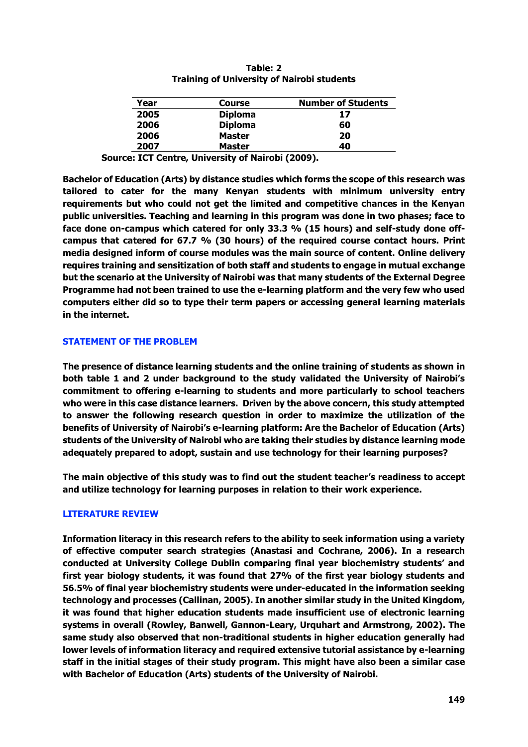**Table: 2**
**Training of University of Nairobi students**

| Year | Course | Number of Students |
|---|---|---|
| 2005 | Diploma | 17 |
| 2006 | Diploma | 60 |
| 2006 | Master | 20 |
| 2007 | Master | 40 |

**Source: ICT Centre, University of Nairobi (2009).**

**Bachelor of Education (Arts) by distance studies which forms the scope of this research was tailored to cater for the many Kenyan students with minimum university entry requirements but who could not get the limited and competitive chances in the Kenyan public universities. Teaching and learning in this program was done in two phases; face to face done on-campus which catered for only 33.3 % (15 hours) and self-study done off-campus that catered for 67.7 % (30 hours) of the required course contact hours. Print media designed inform of course modules was the main source of content. Online delivery requires training and sensitization of both staff and students to engage in mutual exchange but the scenario at the University of Nairobi was that many students of the External Degree Programme had not been trained to use the e-learning platform and the very few who used computers either did so to type their term papers or accessing general learning materials in the internet.**

## STATEMENT OF THE PROBLEM

**The presence of distance learning students and the online training of students as shown in both table 1 and 2 under background to the study validated the University of Nairobi's commitment to offering e-learning to students and more particularly to school teachers who were in this case distance learners. Driven by the above concern, this study attempted to answer the following research question in order to maximize the utilization of the benefits of University of Nairobi's e-learning platform: Are the Bachelor of Education (Arts) students of the University of Nairobi who are taking their studies by distance learning mode adequately prepared to adopt, sustain and use technology for their learning purposes?**

**The main objective of this study was to find out the student teacher's readiness to accept and utilize technology for learning purposes in relation to their work experience.**

## LITERATURE REVIEW

**Information literacy in this research refers to the ability to seek information using a variety of effective computer search strategies (Anastasi and Cochrane, 2006). In a research conducted at University College Dublin comparing final year biochemistry students' and first year biology students, it was found that 27% of the first year biology students and 56.5% of final year biochemistry students were under-educated in the information seeking technology and processes (Callinan, 2005). In another similar study in the United Kingdom, it was found that higher education students made insufficient use of electronic learning systems in overall (Rowley, Banwell, Gannon-Leary, Urquhart and Armstrong, 2002). The same study also observed that non-traditional students in higher education generally had lower levels of information literacy and required extensive tutorial assistance by e-learning staff in the initial stages of their study program. This might have also been a similar case with Bachelor of Education (Arts) students of the University of Nairobi.**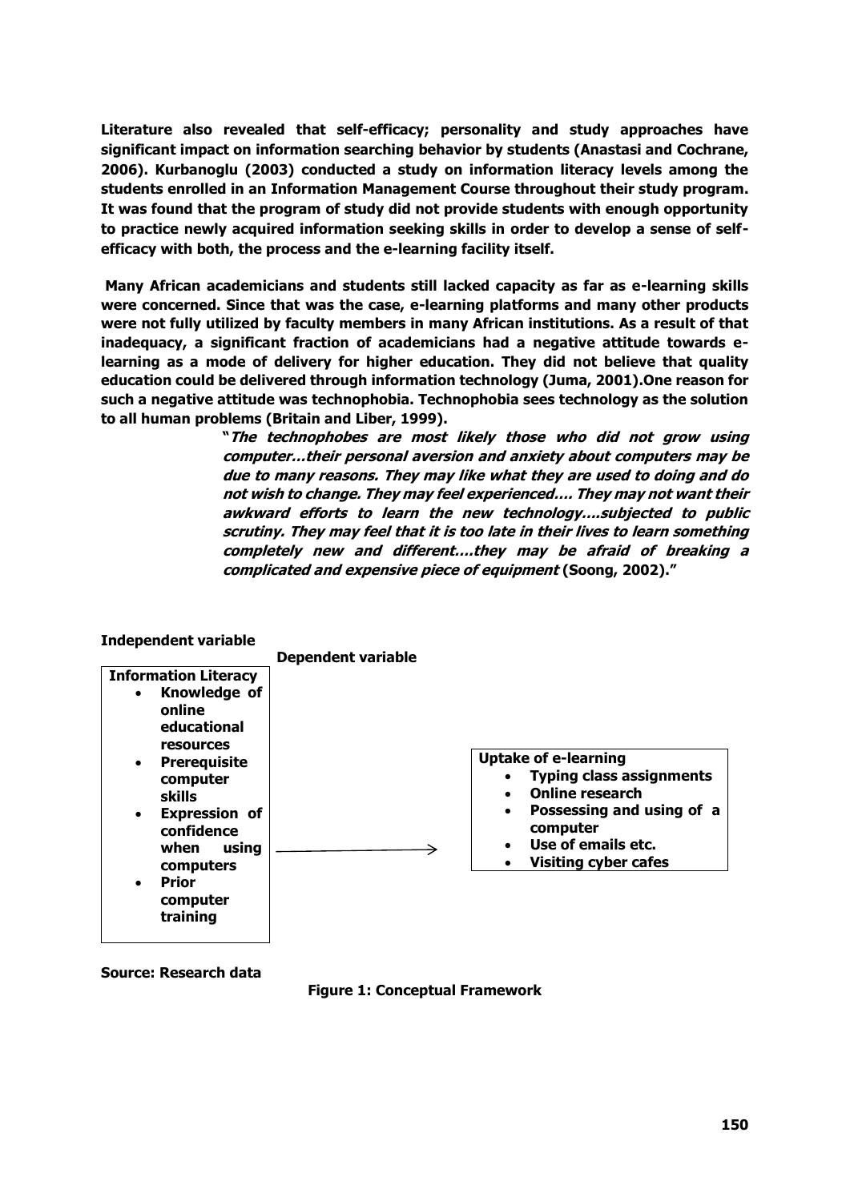**Literature also revealed that self-efficacy; personality and study approaches have significant impact on information searching behavior by students (Anastasi and Cochrane, 2006). Kurbanoglu (2003) conducted a study on information literacy levels among the students enrolled in an Information Management Course throughout their study program. It was found that the program of study did not provide students with enough opportunity to practice newly acquired information seeking skills in order to develop a sense of self-efficacy with both, the process and the e-learning facility itself.**

**Many African academicians and students still lacked capacity as far as e-learning skills were concerned. Since that was the case, e-learning platforms and many other products were not fully utilized by faculty members in many African institutions. As a result of that inadequacy, a significant fraction of academicians had a negative attitude towards e-learning as a mode of delivery for higher education. They did not believe that quality education could be delivered through information technology (Juma, 2001).One reason for such a negative attitude was technophobia. Technophobia sees technology as the solution to all human problems (Britain and Liber, 1999).**

> **"*The technophobes are most likely those who did not grow using computer…their personal aversion and anxiety about computers may be due to many reasons. They may like what they are used to doing and do not wish to change. They may feel experienced…. They may not want their awkward efforts to learn the new technology….subjected to public scrutiny. They may feel that it is too late in their lives to learn something completely new and different….they may be afraid of breaking a complicated and expensive piece of equipment* (Soong, 2002)."**

**Independent variable**

**Dependent variable**

**Information Literacy**
- **Knowledge of online educational resources**
- **Prerequisite computer skills**
- **Expression of confidence when using computers**
- **Prior computer training**

→

**Uptake of e-learning**
- **Typing class assignments**
- **Online research**
- **Possessing and using of a computer**
- **Use of emails etc.**
- **Visiting cyber cafes**

**Source: Research data**

**Figure 1: Conceptual Framework**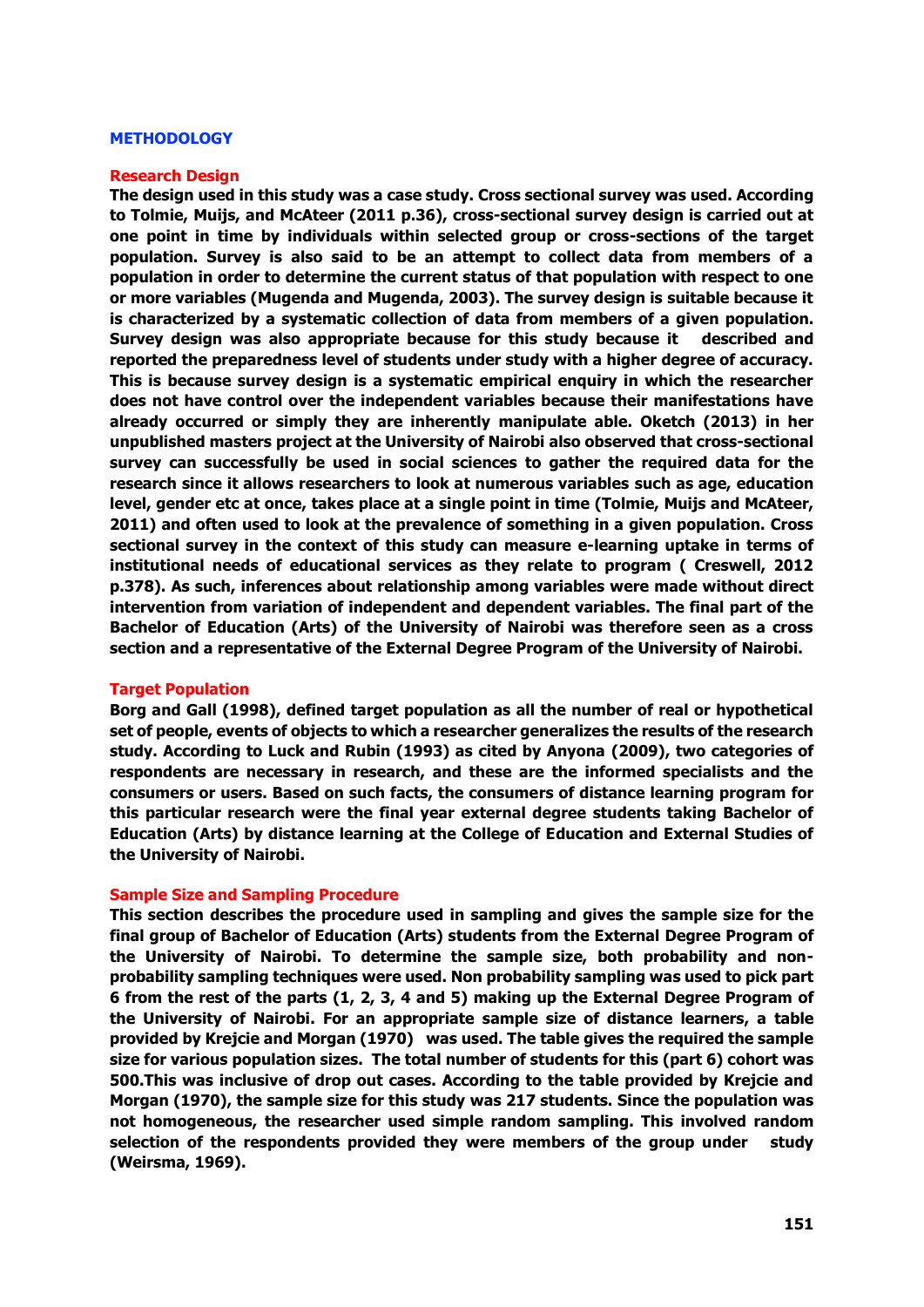## METHODOLOGY

### Research Design

**The design used in this study was a case study. Cross sectional survey was used. According to Tolmie, Muijs, and McAteer (2011 p.36), cross-sectional survey design is carried out at one point in time by individuals within selected group or cross-sections of the target population. Survey is also said to be an attempt to collect data from members of a population in order to determine the current status of that population with respect to one or more variables (Mugenda and Mugenda, 2003). The survey design is suitable because it is characterized by a systematic collection of data from members of a given population. Survey design was also appropriate because for this study because it described and reported the preparedness level of students under study with a higher degree of accuracy. This is because survey design is a systematic empirical enquiry in which the researcher does not have control over the independent variables because their manifestations have already occurred or simply they are inherently manipulate able. Oketch (2013) in her unpublished masters project at the University of Nairobi also observed that cross-sectional survey can successfully be used in social sciences to gather the required data for the research since it allows researchers to look at numerous variables such as age, education level, gender etc at once, takes place at a single point in time (Tolmie, Muijs and McAteer, 2011) and often used to look at the prevalence of something in a given population. Cross sectional survey in the context of this study can measure e-learning uptake in terms of institutional needs of educational services as they relate to program ( Creswell, 2012 p.378). As such, inferences about relationship among variables were made without direct intervention from variation of independent and dependent variables. The final part of the Bachelor of Education (Arts) of the University of Nairobi was therefore seen as a cross section and a representative of the External Degree Program of the University of Nairobi.**

### Target Population

**Borg and Gall (1998), defined target population as all the number of real or hypothetical set of people, events of objects to which a researcher generalizes the results of the research study. According to Luck and Rubin (1993) as cited by Anyona (2009), two categories of respondents are necessary in research, and these are the informed specialists and the consumers or users. Based on such facts, the consumers of distance learning program for this particular research were the final year external degree students taking Bachelor of Education (Arts) by distance learning at the College of Education and External Studies of the University of Nairobi.**

### Sample Size and Sampling Procedure

**This section describes the procedure used in sampling and gives the sample size for the final group of Bachelor of Education (Arts) students from the External Degree Program of the University of Nairobi. To determine the sample size, both probability and non-probability sampling techniques were used. Non probability sampling was used to pick part 6 from the rest of the parts (1, 2, 3, 4 and 5) making up the External Degree Program of the University of Nairobi. For an appropriate sample size of distance learners, a table provided by Krejcie and Morgan (1970) was used. The table gives the required the sample size for various population sizes. The total number of students for this (part 6) cohort was 500.This was inclusive of drop out cases. According to the table provided by Krejcie and Morgan (1970), the sample size for this study was 217 students. Since the population was not homogeneous, the researcher used simple random sampling. This involved random selection of the respondents provided they were members of the group under study (Weirsma, 1969).**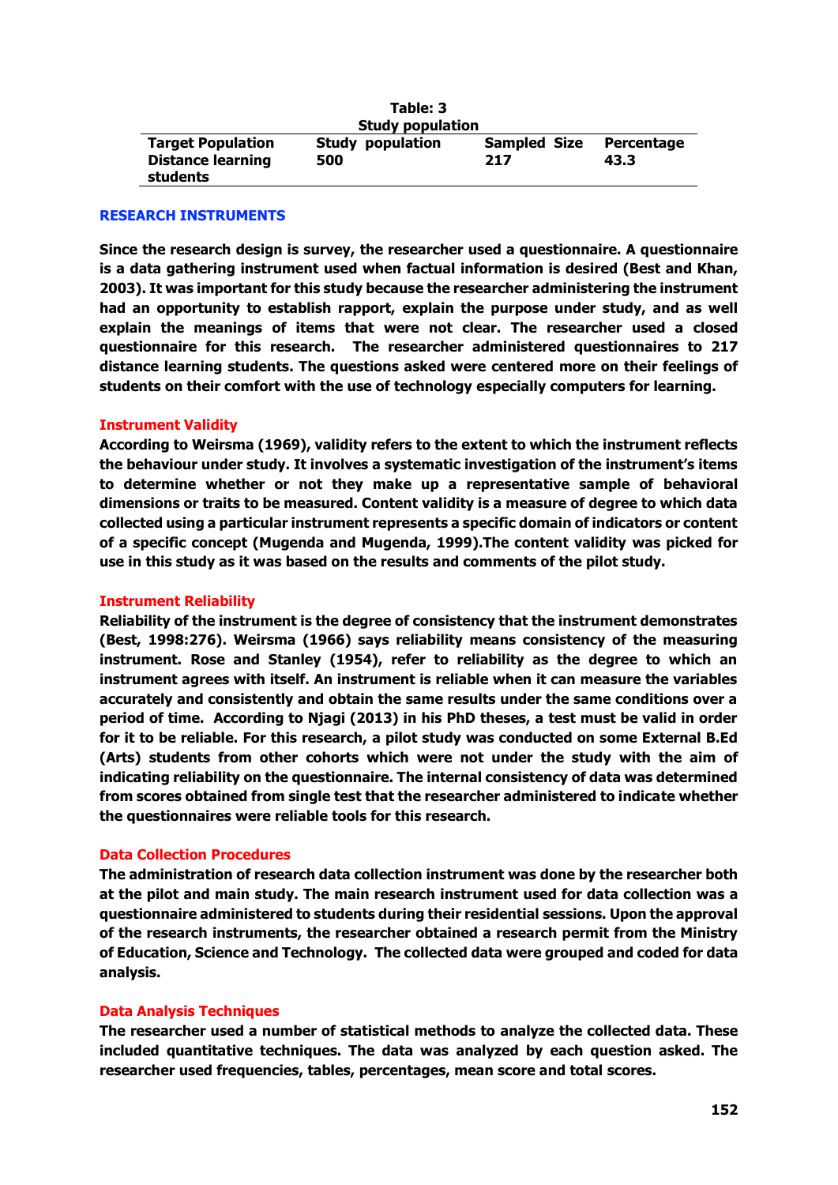**Table: 3**
**Study population**

| Target Population | Study population | Sampled Size | Percentage |
|---|---|---|---|
| Distance learning students | 500 | 217 | 43.3 |

## RESEARCH INSTRUMENTS

**Since the research design is survey, the researcher used a questionnaire. A questionnaire is a data gathering instrument used when factual information is desired (Best and Khan, 2003). It was important for this study because the researcher administering the instrument had an opportunity to establish rapport, explain the purpose under study, and as well explain the meanings of items that were not clear. The researcher used a closed questionnaire for this research. The researcher administered questionnaires to 217 distance learning students. The questions asked were centered more on their feelings of students on their comfort with the use of technology especially computers for learning.**

### Instrument Validity

**According to Weirsma (1969), validity refers to the extent to which the instrument reflects the behaviour under study. It involves a systematic investigation of the instrument's items to determine whether or not they make up a representative sample of behavioral dimensions or traits to be measured. Content validity is a measure of degree to which data collected using a particular instrument represents a specific domain of indicators or content of a specific concept (Mugenda and Mugenda, 1999).The content validity was picked for use in this study as it was based on the results and comments of the pilot study.**

### Instrument Reliability

**Reliability of the instrument is the degree of consistency that the instrument demonstrates (Best, 1998:276). Weirsma (1966) says reliability means consistency of the measuring instrument. Rose and Stanley (1954), refer to reliability as the degree to which an instrument agrees with itself. An instrument is reliable when it can measure the variables accurately and consistently and obtain the same results under the same conditions over a period of time. According to Njagi (2013) in his PhD theses, a test must be valid in order for it to be reliable. For this research, a pilot study was conducted on some External B.Ed (Arts) students from other cohorts which were not under the study with the aim of indicating reliability on the questionnaire. The internal consistency of data was determined from scores obtained from single test that the researcher administered to indicate whether the questionnaires were reliable tools for this research.**

### Data Collection Procedures

**The administration of research data collection instrument was done by the researcher both at the pilot and main study. The main research instrument used for data collection was a questionnaire administered to students during their residential sessions. Upon the approval of the research instruments, the researcher obtained a research permit from the Ministry of Education, Science and Technology. The collected data were grouped and coded for data analysis.**

### Data Analysis Techniques

**The researcher used a number of statistical methods to analyze the collected data. These included quantitative techniques. The data was analyzed by each question asked. The researcher used frequencies, tables, percentages, mean score and total scores.**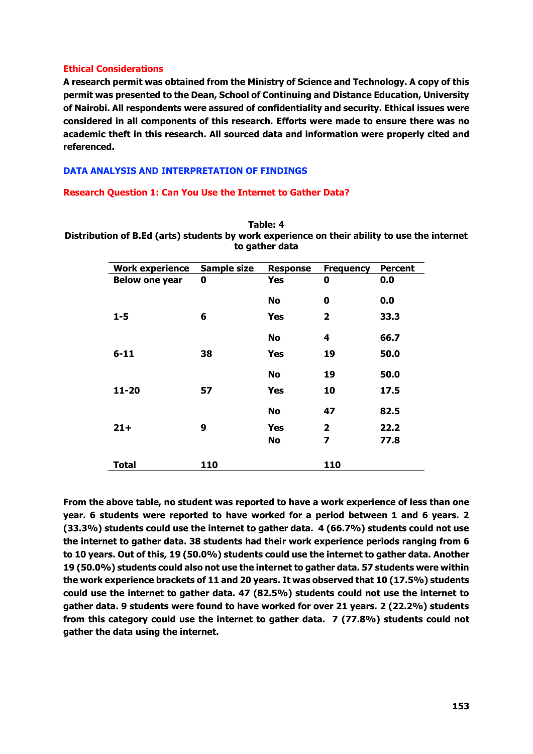## Ethical Considerations

**A research permit was obtained from the Ministry of Science and Technology. A copy of this permit was presented to the Dean, School of Continuing and Distance Education, University of Nairobi. All respondents were assured of confidentiality and security. Ethical issues were considered in all components of this research. Efforts were made to ensure there was no academic theft in this research. All sourced data and information were properly cited and referenced.**

## DATA ANALYSIS AND INTERPRETATION OF FINDINGS

### Research Question 1: Can You Use the Internet to Gather Data?

**Table: 4**
**Distribution of B.Ed (arts) students by work experience on their ability to use the internet to gather data**

| Work experience | Sample size | Response | Frequency | Percent |
|---|---|---|---|---|
| Below one year | 0 | Yes | 0 | 0.0 |
| | | No | 0 | 0.0 |
| 1-5 | 6 | Yes | 2 | 33.3 |
| | | No | 4 | 66.7 |
| 6-11 | 38 | Yes | 19 | 50.0 |
| | | No | 19 | 50.0 |
| 11-20 | 57 | Yes | 10 | 17.5 |
| | | No | 47 | 82.5 |
| 21+ | 9 | Yes | 2 | 22.2 |
| | | No | 7 | 77.8 |
| Total | 110 | | 110 | |

**From the above table, no student was reported to have a work experience of less than one year. 6 students were reported to have worked for a period between 1 and 6 years. 2 (33.3%) students could use the internet to gather data. 4 (66.7%) students could not use the internet to gather data. 38 students had their work experience periods ranging from 6 to 10 years. Out of this, 19 (50.0%) students could use the internet to gather data. Another 19 (50.0%) students could also not use the internet to gather data. 57 students were within the work experience brackets of 11 and 20 years. It was observed that 10 (17.5%) students could use the internet to gather data. 47 (82.5%) students could not use the internet to gather data. 9 students were found to have worked for over 21 years. 2 (22.2%) students from this category could use the internet to gather data. 7 (77.8%) students could not gather the data using the internet.**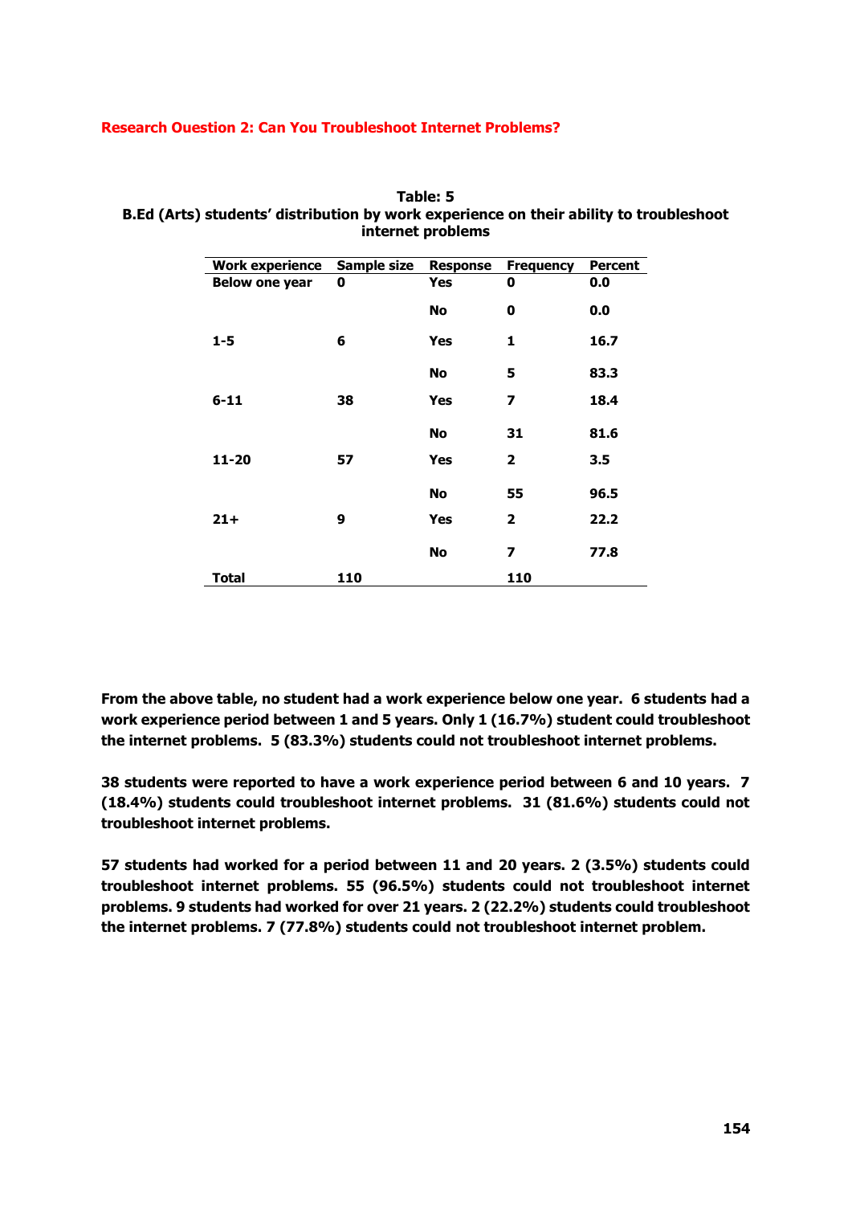**Research Ouestion 2: Can You Troubleshoot Internet Problems?**

**Table: 5**
**B.Ed (Arts) students' distribution by work experience on their ability to troubleshoot internet problems**

| Work experience | Sample size | Response | Frequency | Percent |
|---|---|---|---|---|
| Below one year | 0 | Yes | 0 | 0.0 |
| | | No | 0 | 0.0 |
| 1-5 | 6 | Yes | 1 | 16.7 |
| | | No | 5 | 83.3 |
| 6-11 | 38 | Yes | 7 | 18.4 |
| | | No | 31 | 81.6 |
| 11-20 | 57 | Yes | 2 | 3.5 |
| | | No | 55 | 96.5 |
| 21+ | 9 | Yes | 2 | 22.2 |
| | | No | 7 | 77.8 |
| Total | 110 | | 110 | |

**From the above table, no student had a work experience below one year. 6 students had a work experience period between 1 and 5 years. Only 1 (16.7%) student could troubleshoot the internet problems. 5 (83.3%) students could not troubleshoot internet problems.**

**38 students were reported to have a work experience period between 6 and 10 years. 7 (18.4%) students could troubleshoot internet problems. 31 (81.6%) students could not troubleshoot internet problems.**

**57 students had worked for a period between 11 and 20 years. 2 (3.5%) students could troubleshoot internet problems. 55 (96.5%) students could not troubleshoot internet problems. 9 students had worked for over 21 years. 2 (22.2%) students could troubleshoot the internet problems. 7 (77.8%) students could not troubleshoot internet problem.**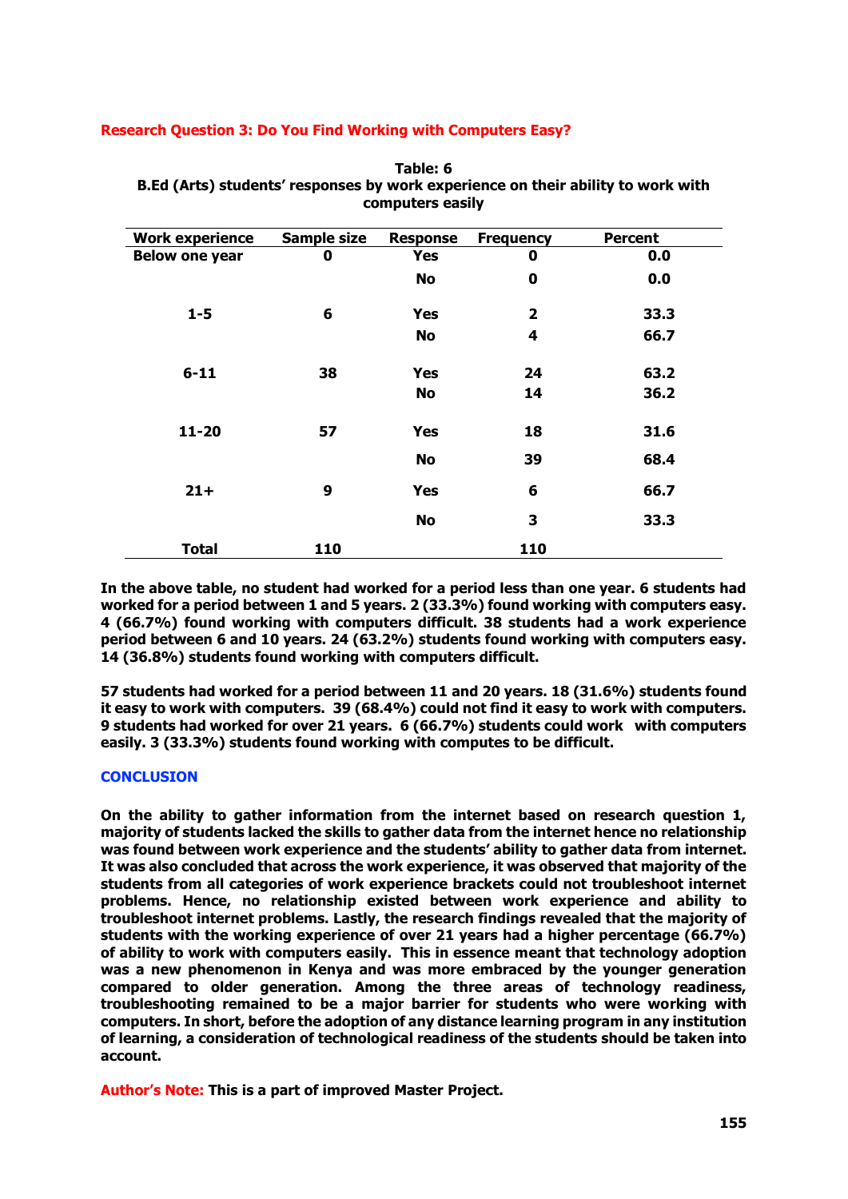**Research Question 3: Do You Find Working with Computers Easy?**

**Table: 6**
**B.Ed (Arts) students' responses by work experience on their ability to work with computers easily**

| Work experience | Sample size | Response | Frequency | Percent |
|---|---|---|---|---|
| Below one year | 0 | Yes | 0 | 0.0 |
| | | No | 0 | 0.0 |
| 1-5 | 6 | Yes | 2 | 33.3 |
| | | No | 4 | 66.7 |
| 6-11 | 38 | Yes | 24 | 63.2 |
| | | No | 14 | 36.2 |
| 11-20 | 57 | Yes | 18 | 31.6 |
| | | No | 39 | 68.4 |
| 21+ | 9 | Yes | 6 | 66.7 |
| | | No | 3 | 33.3 |
| Total | 110 | | 110 | |

**In the above table, no student had worked for a period less than one year. 6 students had worked for a period between 1 and 5 years. 2 (33.3%) found working with computers easy. 4 (66.7%) found working with computers difficult. 38 students had a work experience period between 6 and 10 years. 24 (63.2%) students found working with computers easy. 14 (36.8%) students found working with computers difficult.**

**57 students had worked for a period between 11 and 20 years. 18 (31.6%) students found it easy to work with computers. 39 (68.4%) could not find it easy to work with computers. 9 students had worked for over 21 years. 6 (66.7%) students could work with computers easily. 3 (33.3%) students found working with computes to be difficult.**

## CONCLUSION

**On the ability to gather information from the internet based on research question 1, majority of students lacked the skills to gather data from the internet hence no relationship was found between work experience and the students' ability to gather data from internet. It was also concluded that across the work experience, it was observed that majority of the students from all categories of work experience brackets could not troubleshoot internet problems. Hence, no relationship existed between work experience and ability to troubleshoot internet problems. Lastly, the research findings revealed that the majority of students with the working experience of over 21 years had a higher percentage (66.7%) of ability to work with computers easily. This in essence meant that technology adoption was a new phenomenon in Kenya and was more embraced by the younger generation compared to older generation. Among the three areas of technology readiness, troubleshooting remained to be a major barrier for students who were working with computers. In short, before the adoption of any distance learning program in any institution of learning, a consideration of technological readiness of the students should be taken into account.**

**Author's Note:** **This is a part of improved Master Project.**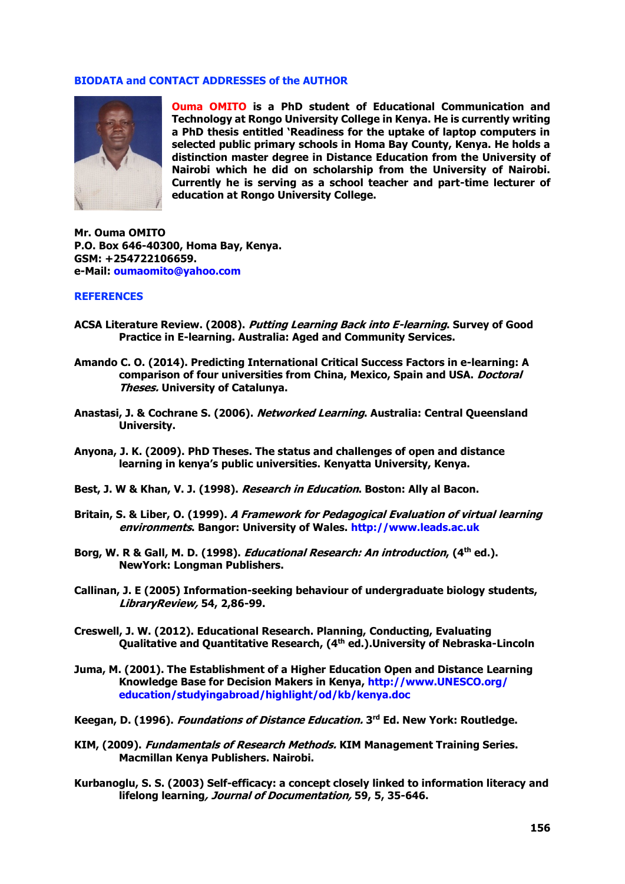## BIODATA and CONTACT ADDRESSES of the AUTHOR

**Ouma OMITO is a PhD student of Educational Communication and Technology at Rongo University College in Kenya. He is currently writing a PhD thesis entitled 'Readiness for the uptake of laptop computers in selected public primary schools in Homa Bay County, Kenya. He holds a distinction master degree in Distance Education from the University of Nairobi which he did on scholarship from the University of Nairobi. Currently he is serving as a school teacher and part-time lecturer of education at Rongo University College.**

**Mr. Ouma OMITO**
**P.O. Box 646-40300, Homa Bay, Kenya.**
**GSM: +254722106659.**
**e-Mail: oumaomito@yahoo.com**

## REFERENCES

ACSA Literature Review. (2008). *Putting Learning Back into E-learning*. Survey of Good Practice in E-learning. Australia: Aged and Community Services.

Amando C. O. (2014). Predicting International Critical Success Factors in e-learning: A comparison of four universities from China, Mexico, Spain and USA. *Doctoral Theses.* University of Catalunya.

Anastasi, J. & Cochrane S. (2006). *Networked Learning*. Australia: Central Queensland University.

Anyona, J. K. (2009). PhD Theses. The status and challenges of open and distance learning in kenya's public universities. Kenyatta University, Kenya.

Best, J. W & Khan, V. J. (1998). *Research in Education*. Boston: Ally al Bacon.

Britain, S. & Liber, O. (1999). *A Framework for Pedagogical Evaluation of virtual learning environments*. Bangor: University of Wales. http://www.leads.ac.uk

Borg, W. R & Gall, M. D. (1998). *Educational Research: An introduction*, (4th ed.). NewYork: Longman Publishers.

Callinan, J. E (2005) Information-seeking behaviour of undergraduate biology students, *LibraryReview,* 54, 2,86-99.

Creswell, J. W. (2012). Educational Research. Planning, Conducting, Evaluating Qualitative and Quantitative Research, (4th ed.).University of Nebraska-Lincoln

Juma, M. (2001). The Establishment of a Higher Education Open and Distance Learning Knowledge Base for Decision Makers in Kenya, http://www.UNESCO.org/education/studyingabroad/highlight/od/kb/kenya.doc

Keegan, D. (1996). *Foundations of Distance Education.* 3rd Ed. New York: Routledge.

KIM, (2009). *Fundamentals of Research Methods.* KIM Management Training Series. Macmillan Kenya Publishers. Nairobi.

Kurbanoglu, S. S. (2003) Self-efficacy: a concept closely linked to information literacy and lifelong learning*, Journal of Documentation,* 59, 5, 35-646.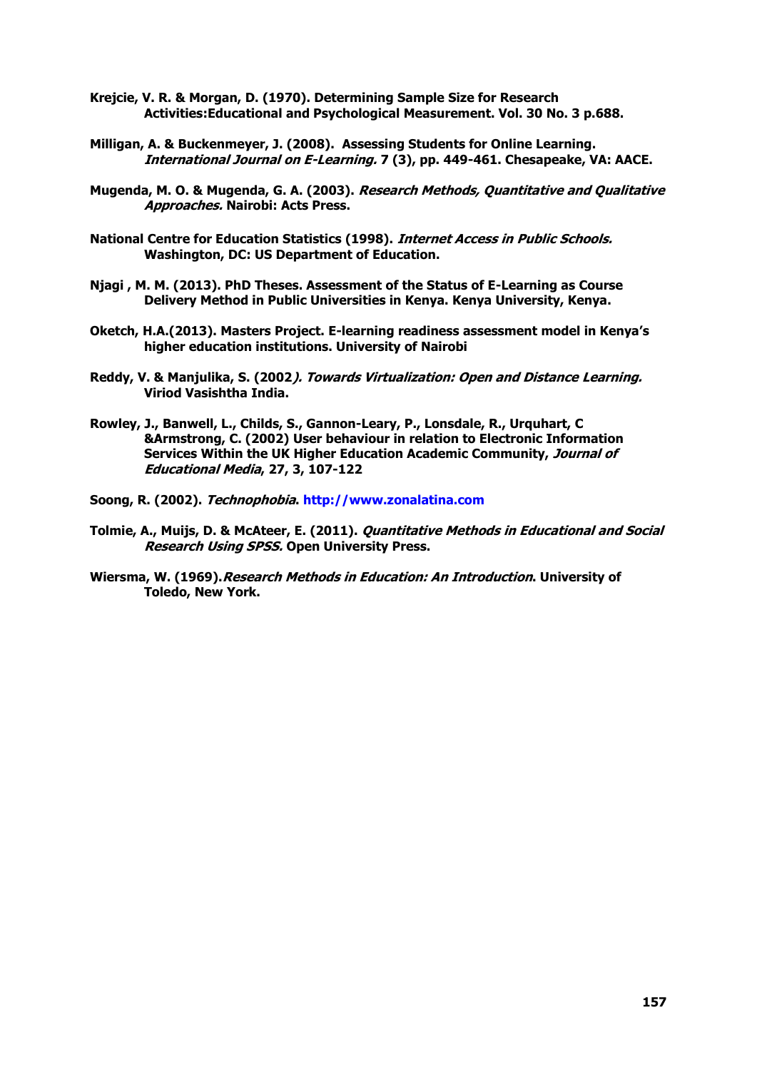**Krejcie, V. R. & Morgan, D. (1970). Determining Sample Size for Research Activities:Educational and Psychological Measurement. Vol. 30 No. 3 p.688.**

**Milligan, A. & Buckenmeyer, J. (2008). Assessing Students for Online Learning. *International Journal on E-Learning.* 7 (3), pp. 449-461. Chesapeake, VA: AACE.**

**Mugenda, M. O. & Mugenda, G. A. (2003). *Research Methods, Quantitative and Qualitative Approaches.* Nairobi: Acts Press.**

**National Centre for Education Statistics (1998). *Internet Access in Public Schools.* Washington, DC: US Department of Education.**

**Njagi , M. M. (2013). PhD Theses. Assessment of the Status of E-Learning as Course Delivery Method in Public Universities in Kenya. Kenya University, Kenya.**

**Oketch, H.A.(2013). Masters Project. E-learning readiness assessment model in Kenya's higher education institutions. University of Nairobi**

**Reddy, V. & Manjulika, S. (2002*). Towards Virtualization: Open and Distance Learning.* Viriod Vasishtha India.**

**Rowley, J., Banwell, L., Childs, S., Gannon-Leary, P., Lonsdale, R., Urquhart, C &Armstrong, C. (2002) User behaviour in relation to Electronic Information Services Within the UK Higher Education Academic Community, *Journal of Educational Media*, 27, 3, 107-122**

**Soong, R. (2002). *Technophobia*. http://www.zonalatina.com**

**Tolmie, A., Muijs, D. & McAteer, E. (2011). *Quantitative Methods in Educational and Social Research Using SPSS.* Open University Press.**

**Wiersma, W. (1969).*Research Methods in Education: An Introduction*. University of Toledo, New York.**